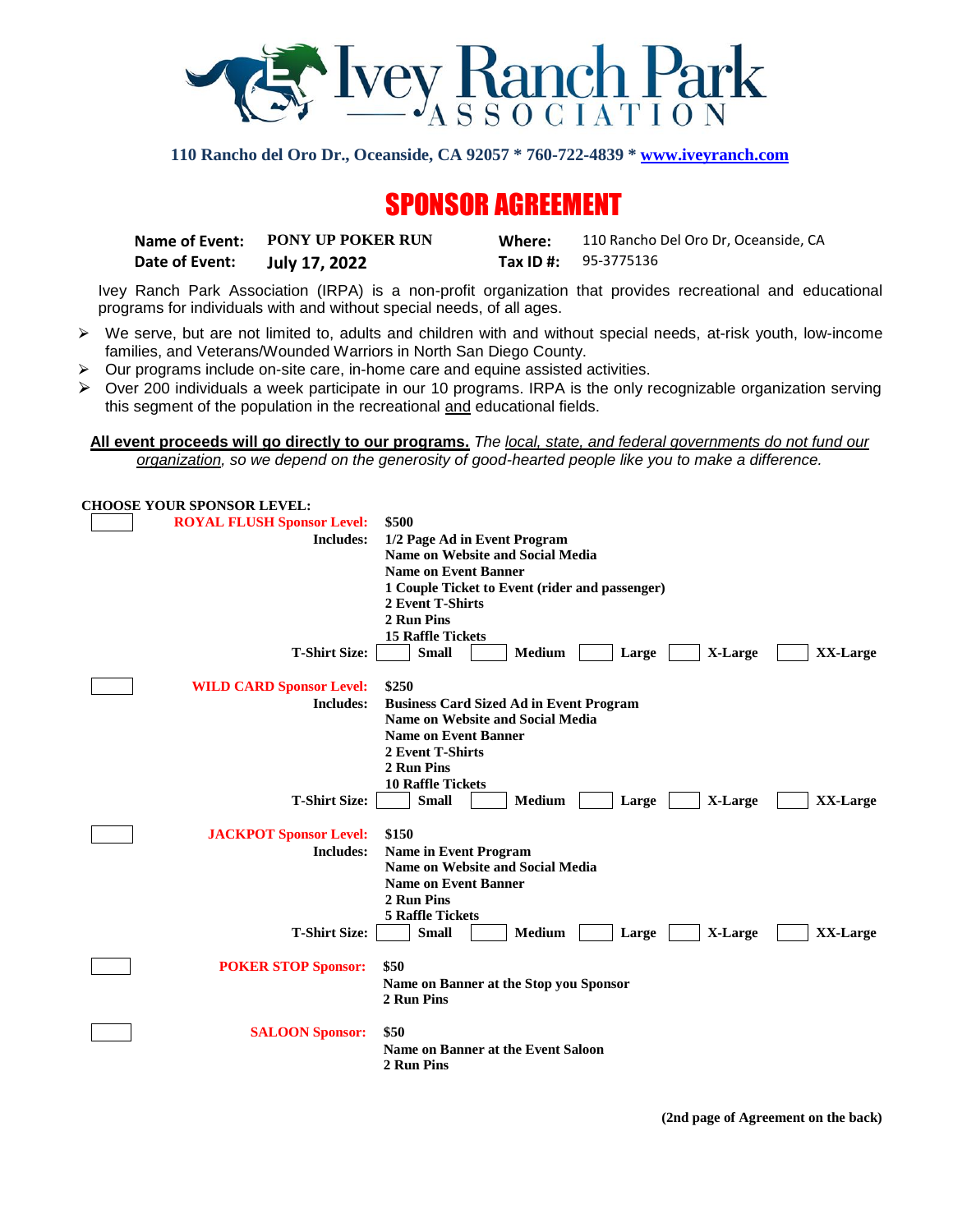# Ivey Ranch Park ASSOCIATION

**110 Rancho del Oro Dr., Oceanside, CA 92057 * 760-722-4839 * [www.iveyranch.com](http://www.iveyranch.com)**

## SPONSOR AGREEMENT

| | | | |
|---|---|---|---|
| **Name of Event:** | **PONY UP POKER RUN** | **Where:** | 110 Rancho Del Oro Dr, Oceanside, CA |
| **Date of Event:** | **July 17, 2022** | **Tax ID #:** | 95-3775136 |

Ivey Ranch Park Association (IRPA) is a non-profit organization that provides recreational and educational programs for individuals with and without special needs, of all ages.

- We serve, but are not limited to, adults and children with and without special needs, at-risk youth, low-income families, and Veterans/Wounded Warriors in North San Diego County.
- Our programs include on-site care, in-home care and equine assisted activities.
- Over 200 individuals a week participate in our 10 programs. IRPA is the only recognizable organization serving this segment of the population in the recreational and educational fields.

**All event proceeds will go directly to our programs.** *The local, state, and federal governments do not fund our organization, so we depend on the generosity of good-hearted people like you to make a difference.*

**CHOOSE YOUR SPONSOR LEVEL:**

☐ **ROYAL FLUSH Sponsor Level:** **$500**

**Includes:**
- **1/2 Page Ad in Event Program**
- **Name on Website and Social Media**
- **Name on Event Banner**
- **1 Couple Ticket to Event (rider and passenger)**
- **2 Event T-Shirts**
- **2 Run Pins**
- **15 Raffle Tickets**

**T-Shirt Size:** ☐ **Small** ☐ **Medium** ☐ **Large** ☐ **X-Large** ☐ **XX-Large**

☐ **WILD CARD Sponsor Level:** **$250**

**Includes:**
- **Business Card Sized Ad in Event Program**
- **Name on Website and Social Media**
- **Name on Event Banner**
- **2 Event T-Shirts**
- **2 Run Pins**
- **10 Raffle Tickets**

**T-Shirt Size:** ☐ **Small** ☐ **Medium** ☐ **Large** ☐ **X-Large** ☐ **XX-Large**

☐ **JACKPOT Sponsor Level:** **$150**

**Includes:**
- **Name in Event Program**
- **Name on Website and Social Media**
- **Name on Event Banner**
- **2 Run Pins**
- **5 Raffle Tickets**

**T-Shirt Size:** ☐ **Small** ☐ **Medium** ☐ **Large** ☐ **X-Large** ☐ **XX-Large**

☐ **POKER STOP Sponsor:** **$50**
- **Name on Banner at the Stop you Sponsor**
- **2 Run Pins**

☐ **SALOON Sponsor:** **$50**
- **Name on Banner at the Event Saloon**
- **2 Run Pins**

**(2nd page of Agreement on the back)**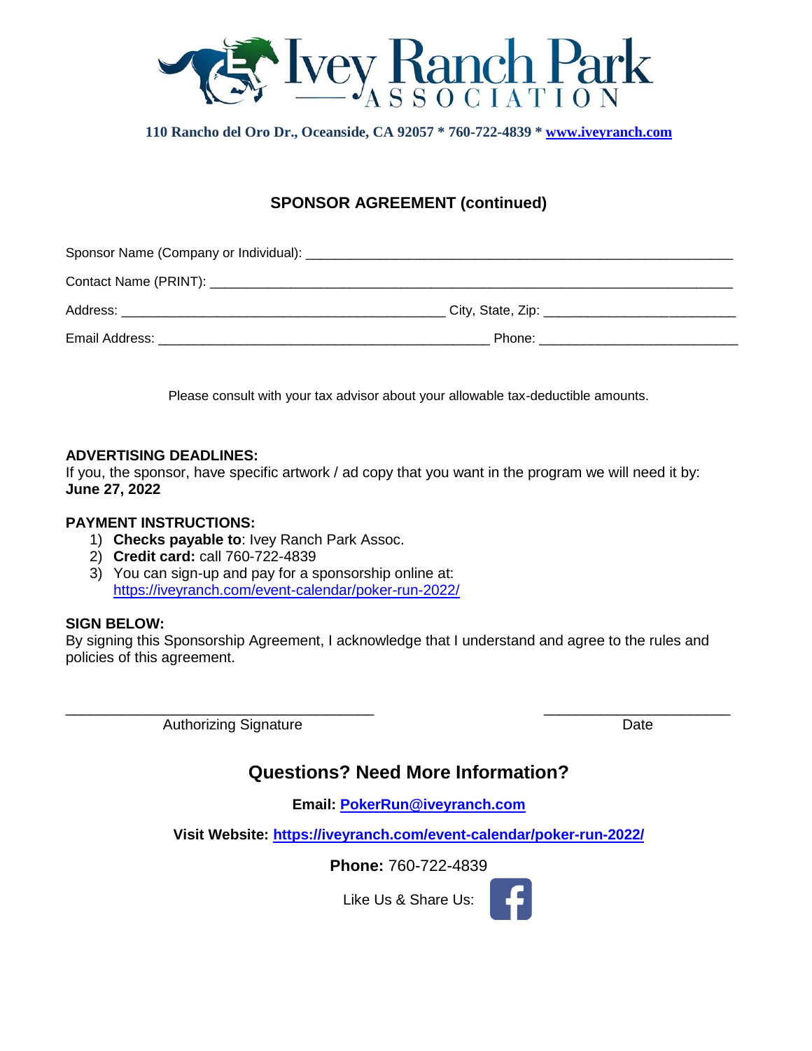Ivey Ranch Park ASSOCIATION

**110 Rancho del Oro Dr., Oceanside, CA 92057 * 760-722-4839 * [www.iveyranch.com](http://www.iveyranch.com)**

## SPONSOR AGREEMENT (continued)

Sponsor Name (Company or Individual): ______________________________________________

Contact Name (PRINT): ______________________________________________

Address: ______________________________________ City, State, Zip: ______________________

Email Address: ______________________________________ Phone: ______________________

Please consult with your tax advisor about your allowable tax-deductible amounts.

**ADVERTISING DEADLINES:**
If you, the sponsor, have specific artwork / ad copy that you want in the program we will need it by: **June 27, 2022**

**PAYMENT INSTRUCTIONS:**

1) **Checks payable to**: Ivey Ranch Park Assoc.
2) **Credit card:** call 760-722-4839
3) You can sign-up and pay for a sponsorship online at: https://iveyranch.com/event-calendar/poker-run-2022/

**SIGN BELOW:**
By signing this Sponsorship Agreement, I acknowledge that I understand and agree to the rules and policies of this agreement.

______________________________________ ______________________

Authorizing Signature Date

## Questions? Need More Information?

**Email: PokerRun@iveyranch.com**

**Visit Website: https://iveyranch.com/event-calendar/poker-run-2022/**

**Phone:** 760-722-4839

Like Us & Share Us: